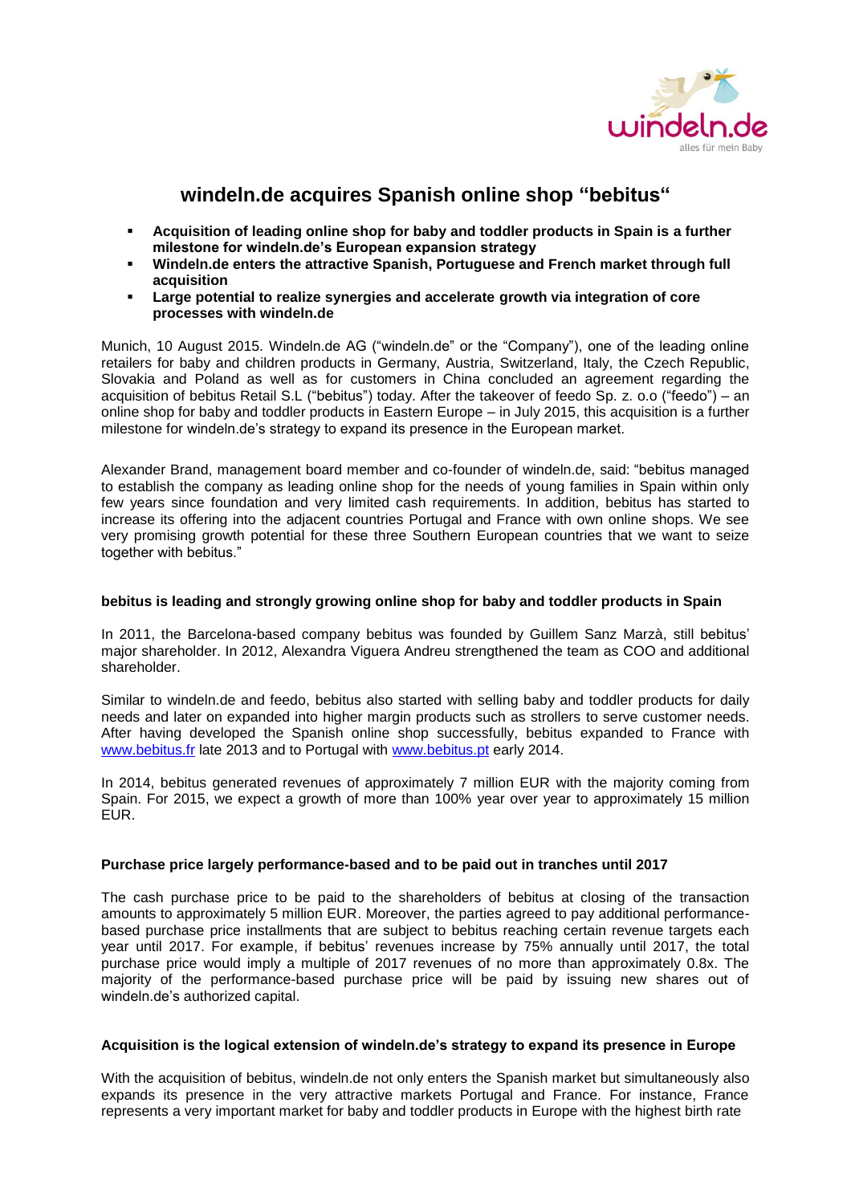# windeln.de acquires Spanish online shop "bebitus"

- **Acquisition of leading online shop for baby and toddler products in Spain is a further milestone for windeln.de's European expansion strategy**
- **Windeln.de enters the attractive Spanish, Portuguese and French market through full acquisition**
- **Large potential to realize synergies and accelerate growth via integration of core processes with windeln.de**

Munich, 10 August 2015. Windeln.de AG ("windeln.de" or the "Company"), one of the leading online retailers for baby and children products in Germany, Austria, Switzerland, Italy, the Czech Republic, Slovakia and Poland as well as for customers in China concluded an agreement regarding the acquisition of bebitus Retail S.L ("bebitus") today. After the takeover of feedo Sp. z. o.o ("feedo") – an online shop for baby and toddler products in Eastern Europe – in July 2015, this acquisition is a further milestone for windeln.de's strategy to expand its presence in the European market.

Alexander Brand, management board member and co-founder of windeln.de, said: "bebitus managed to establish the company as leading online shop for the needs of young families in Spain within only few years since foundation and very limited cash requirements. In addition, bebitus has started to increase its offering into the adjacent countries Portugal and France with own online shops. We see very promising growth potential for these three Southern European countries that we want to seize together with bebitus."

### bebitus is leading and strongly growing online shop for baby and toddler products in Spain

In 2011, the Barcelona-based company bebitus was founded by Guillem Sanz Marzà, still bebitus' major shareholder. In 2012, Alexandra Viguera Andreu strengthened the team as COO and additional shareholder.

Similar to windeln.de and feedo, bebitus also started with selling baby and toddler products for daily needs and later on expanded into higher margin products such as strollers to serve customer needs. After having developed the Spanish online shop successfully, bebitus expanded to France with www.bebitus.fr late 2013 and to Portugal with www.bebitus.pt early 2014.

In 2014, bebitus generated revenues of approximately 7 million EUR with the majority coming from Spain. For 2015, we expect a growth of more than 100% year over year to approximately 15 million EUR.

### Purchase price largely performance-based and to be paid out in tranches until 2017

The cash purchase price to be paid to the shareholders of bebitus at closing of the transaction amounts to approximately 5 million EUR. Moreover, the parties agreed to pay additional performance-based purchase price installments that are subject to bebitus reaching certain revenue targets each year until 2017. For example, if bebitus' revenues increase by 75% annually until 2017, the total purchase price would imply a multiple of 2017 revenues of no more than approximately 0.8x. The majority of the performance-based purchase price will be paid by issuing new shares out of windeln.de's authorized capital.

### Acquisition is the logical extension of windeln.de's strategy to expand its presence in Europe

With the acquisition of bebitus, windeln.de not only enters the Spanish market but simultaneously also expands its presence in the very attractive markets Portugal and France. For instance, France represents a very important market for baby and toddler products in Europe with the highest birth rate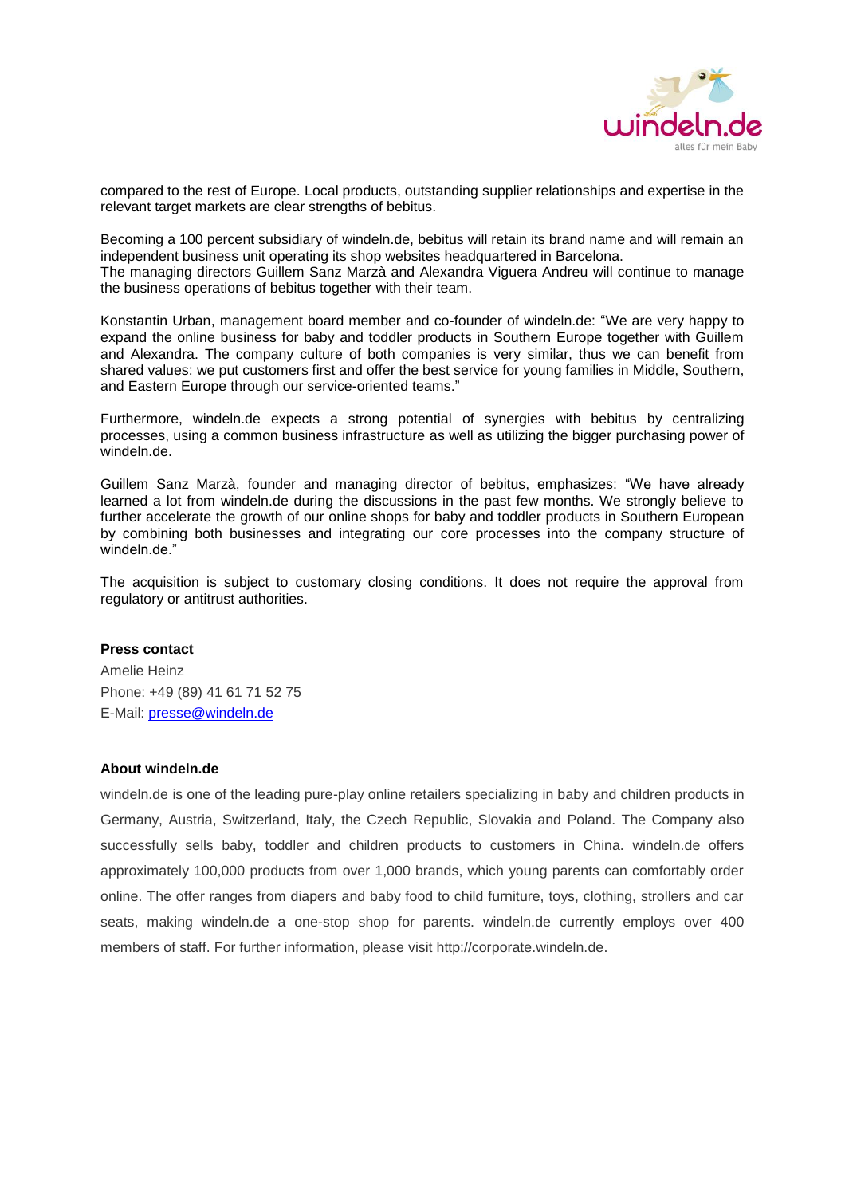compared to the rest of Europe. Local products, outstanding supplier relationships and expertise in the relevant target markets are clear strengths of bebitus.

Becoming a 100 percent subsidiary of windeln.de, bebitus will retain its brand name and will remain an independent business unit operating its shop websites headquartered in Barcelona.
The managing directors Guillem Sanz Marzà and Alexandra Viguera Andreu will continue to manage the business operations of bebitus together with their team.

Konstantin Urban, management board member and co-founder of windeln.de: "We are very happy to expand the online business for baby and toddler products in Southern Europe together with Guillem and Alexandra. The company culture of both companies is very similar, thus we can benefit from shared values: we put customers first and offer the best service for young families in Middle, Southern, and Eastern Europe through our service-oriented teams."

Furthermore, windeln.de expects a strong potential of synergies with bebitus by centralizing processes, using a common business infrastructure as well as utilizing the bigger purchasing power of windeln.de.

Guillem Sanz Marzà, founder and managing director of bebitus, emphasizes: "We have already learned a lot from windeln.de during the discussions in the past few months. We strongly believe to further accelerate the growth of our online shops for baby and toddler products in Southern European by combining both businesses and integrating our core processes into the company structure of windeln.de."

The acquisition is subject to customary closing conditions. It does not require the approval from regulatory or antitrust authorities.

**Press contact**
Amelie Heinz
Phone: +49 (89) 41 61 71 52 75
E-Mail: presse@windeln.de

**About windeln.de**

windeln.de is one of the leading pure-play online retailers specializing in baby and children products in Germany, Austria, Switzerland, Italy, the Czech Republic, Slovakia and Poland. The Company also successfully sells baby, toddler and children products to customers in China. windeln.de offers approximately 100,000 products from over 1,000 brands, which young parents can comfortably order online. The offer ranges from diapers and baby food to child furniture, toys, clothing, strollers and car seats, making windeln.de a one-stop shop for parents. windeln.de currently employs over 400 members of staff. For further information, please visit http://corporate.windeln.de.